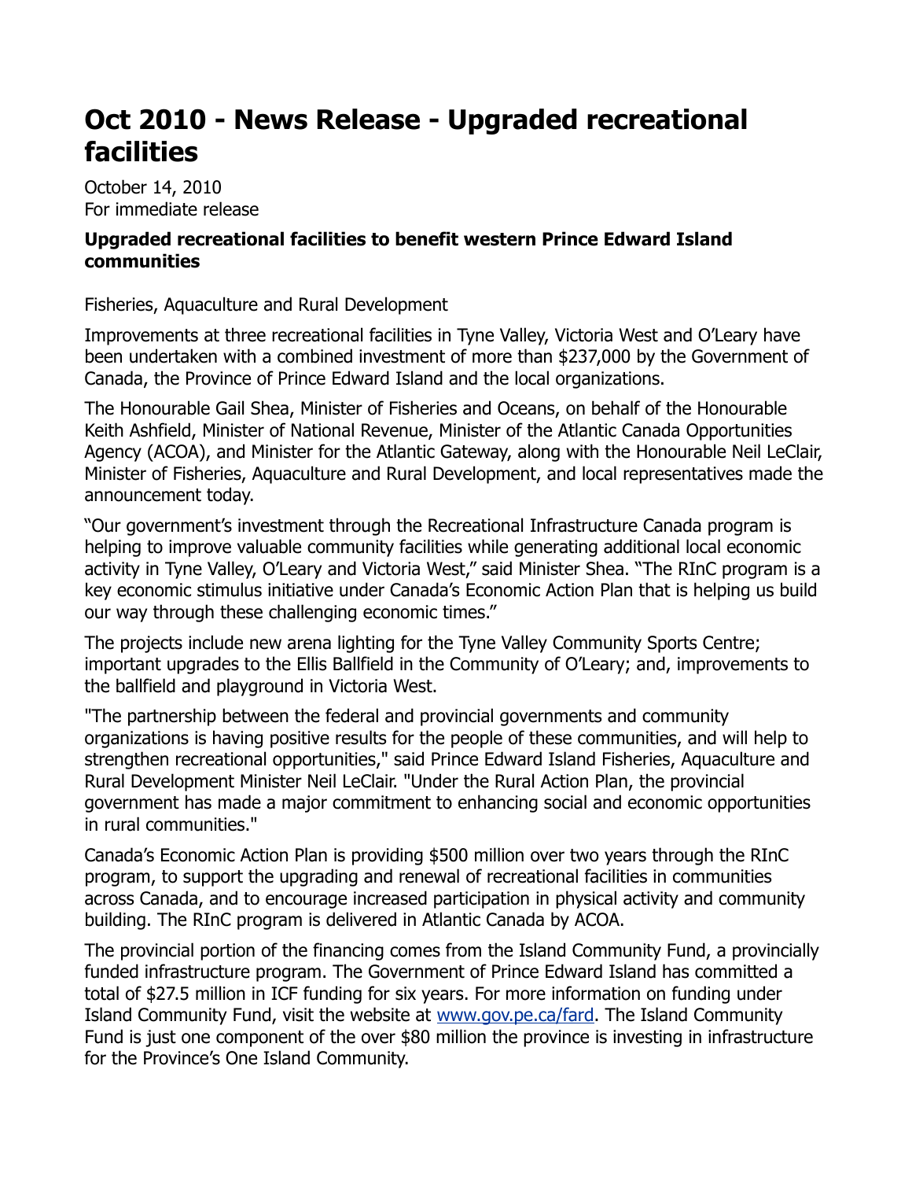# Oct 2010 - News Release - Upgraded recreational facilities

October 14, 2010
For immediate release

**Upgraded recreational facilities to benefit western Prince Edward Island communities**

Fisheries, Aquaculture and Rural Development

Improvements at three recreational facilities in Tyne Valley, Victoria West and O'Leary have been undertaken with a combined investment of more than $237,000 by the Government of Canada, the Province of Prince Edward Island and the local organizations.

The Honourable Gail Shea, Minister of Fisheries and Oceans, on behalf of the Honourable Keith Ashfield, Minister of National Revenue, Minister of the Atlantic Canada Opportunities Agency (ACOA), and Minister for the Atlantic Gateway, along with the Honourable Neil LeClair, Minister of Fisheries, Aquaculture and Rural Development, and local representatives made the announcement today.

"Our government's investment through the Recreational Infrastructure Canada program is helping to improve valuable community facilities while generating additional local economic activity in Tyne Valley, O'Leary and Victoria West," said Minister Shea. "The RInC program is a key economic stimulus initiative under Canada's Economic Action Plan that is helping us build our way through these challenging economic times."

The projects include new arena lighting for the Tyne Valley Community Sports Centre; important upgrades to the Ellis Ballfield in the Community of O'Leary; and, improvements to the ballfield and playground in Victoria West.

"The partnership between the federal and provincial governments and community organizations is having positive results for the people of these communities, and will help to strengthen recreational opportunities," said Prince Edward Island Fisheries, Aquaculture and Rural Development Minister Neil LeClair. "Under the Rural Action Plan, the provincial government has made a major commitment to enhancing social and economic opportunities in rural communities."

Canada's Economic Action Plan is providing $500 million over two years through the RInC program, to support the upgrading and renewal of recreational facilities in communities across Canada, and to encourage increased participation in physical activity and community building. The RInC program is delivered in Atlantic Canada by ACOA.

The provincial portion of the financing comes from the Island Community Fund, a provincially funded infrastructure program. The Government of Prince Edward Island has committed a total of $27.5 million in ICF funding for six years. For more information on funding under Island Community Fund, visit the website at [www.gov.pe.ca/fard](www.gov.pe.ca/fard). The Island Community Fund is just one component of the over $80 million the province is investing in infrastructure for the Province's One Island Community.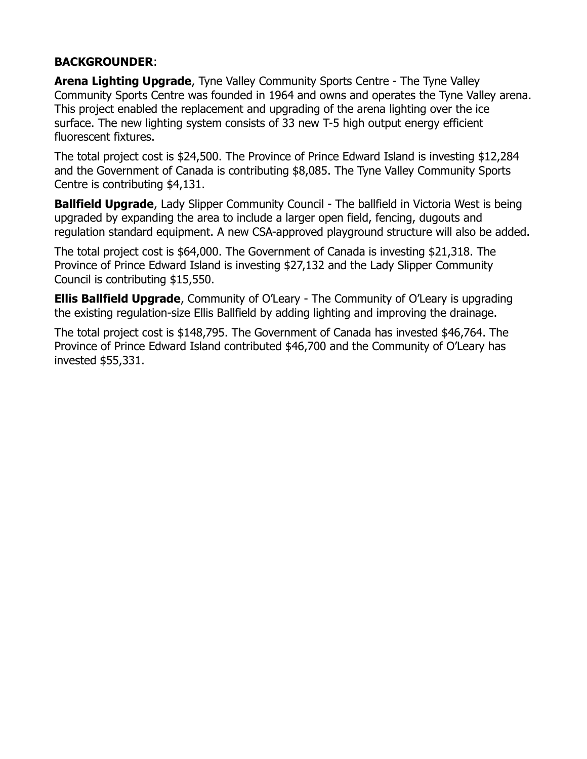**BACKGROUNDER**:

**Arena Lighting Upgrade**, Tyne Valley Community Sports Centre - The Tyne Valley Community Sports Centre was founded in 1964 and owns and operates the Tyne Valley arena. This project enabled the replacement and upgrading of the arena lighting over the ice surface. The new lighting system consists of 33 new T-5 high output energy efficient fluorescent fixtures.

The total project cost is $24,500. The Province of Prince Edward Island is investing $12,284 and the Government of Canada is contributing $8,085. The Tyne Valley Community Sports Centre is contributing $4,131.

**Ballfield Upgrade**, Lady Slipper Community Council - The ballfield in Victoria West is being upgraded by expanding the area to include a larger open field, fencing, dugouts and regulation standard equipment. A new CSA-approved playground structure will also be added.

The total project cost is $64,000. The Government of Canada is investing $21,318. The Province of Prince Edward Island is investing $27,132 and the Lady Slipper Community Council is contributing $15,550.

**Ellis Ballfield Upgrade**, Community of O'Leary - The Community of O'Leary is upgrading the existing regulation-size Ellis Ballfield by adding lighting and improving the drainage.

The total project cost is $148,795. The Government of Canada has invested $46,764. The Province of Prince Edward Island contributed $46,700 and the Community of O'Leary has invested $55,331.